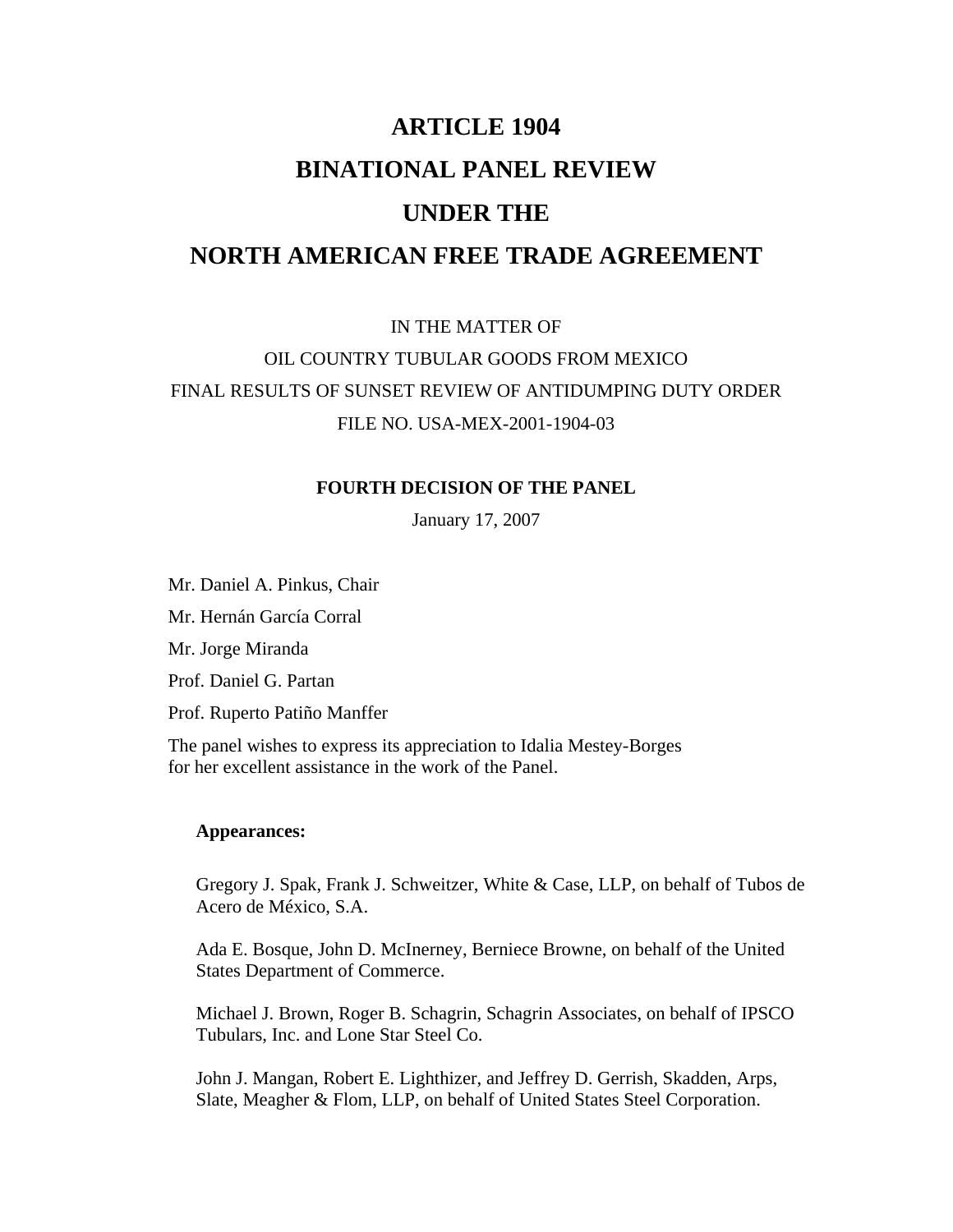# ARTICLE 1904

# BINATIONAL PANEL REVIEW

# UNDER THE

# NORTH AMERICAN FREE TRADE AGREEMENT

IN THE MATTER OF

OIL COUNTRY TUBULAR GOODS FROM MEXICO

FINAL RESULTS OF SUNSET REVIEW OF ANTIDUMPING DUTY ORDER

FILE NO. USA-MEX-2001-1904-03

**FOURTH DECISION OF THE PANEL**

January 17, 2007

Mr. Daniel A. Pinkus, Chair

Mr. Hernán García Corral

Mr. Jorge Miranda

Prof. Daniel G. Partan

Prof. Ruperto Patiño Manffer

The panel wishes to express its appreciation to Idalia Mestey-Borges for her excellent assistance in the work of the Panel.

**Appearances:**

Gregory J. Spak, Frank J. Schweitzer, White & Case, LLP, on behalf of Tubos de Acero de México, S.A.

Ada E. Bosque, John D. McInerney, Berniece Browne, on behalf of the United States Department of Commerce.

Michael J. Brown, Roger B. Schagrin, Schagrin Associates, on behalf of IPSCO Tubulars, Inc. and Lone Star Steel Co.

John J. Mangan, Robert E. Lighthizer, and Jeffrey D. Gerrish, Skadden, Arps, Slate, Meagher & Flom, LLP, on behalf of United States Steel Corporation.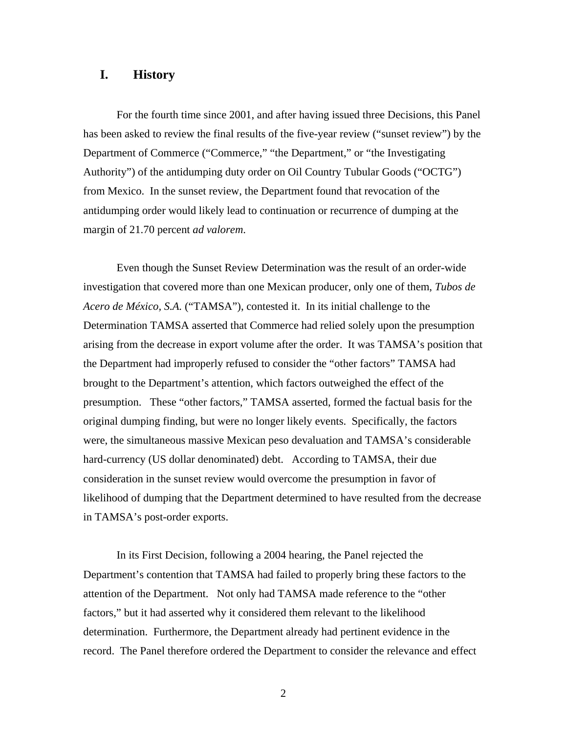## I. History

For the fourth time since 2001, and after having issued three Decisions, this Panel has been asked to review the final results of the five-year review ("sunset review") by the Department of Commerce ("Commerce," "the Department," or "the Investigating Authority") of the antidumping duty order on Oil Country Tubular Goods ("OCTG") from Mexico. In the sunset review, the Department found that revocation of the antidumping order would likely lead to continuation or recurrence of dumping at the margin of 21.70 percent *ad valorem*.

Even though the Sunset Review Determination was the result of an order-wide investigation that covered more than one Mexican producer, only one of them, *Tubos de Acero de México, S.A.* ("TAMSA"), contested it. In its initial challenge to the Determination TAMSA asserted that Commerce had relied solely upon the presumption arising from the decrease in export volume after the order. It was TAMSA's position that the Department had improperly refused to consider the "other factors" TAMSA had brought to the Department's attention, which factors outweighed the effect of the presumption. These "other factors," TAMSA asserted, formed the factual basis for the original dumping finding, but were no longer likely events. Specifically, the factors were, the simultaneous massive Mexican peso devaluation and TAMSA's considerable hard-currency (US dollar denominated) debt. According to TAMSA, their due consideration in the sunset review would overcome the presumption in favor of likelihood of dumping that the Department determined to have resulted from the decrease in TAMSA's post-order exports.

In its First Decision, following a 2004 hearing, the Panel rejected the Department's contention that TAMSA had failed to properly bring these factors to the attention of the Department. Not only had TAMSA made reference to the "other factors," but it had asserted why it considered them relevant to the likelihood determination. Furthermore, the Department already had pertinent evidence in the record. The Panel therefore ordered the Department to consider the relevance and effect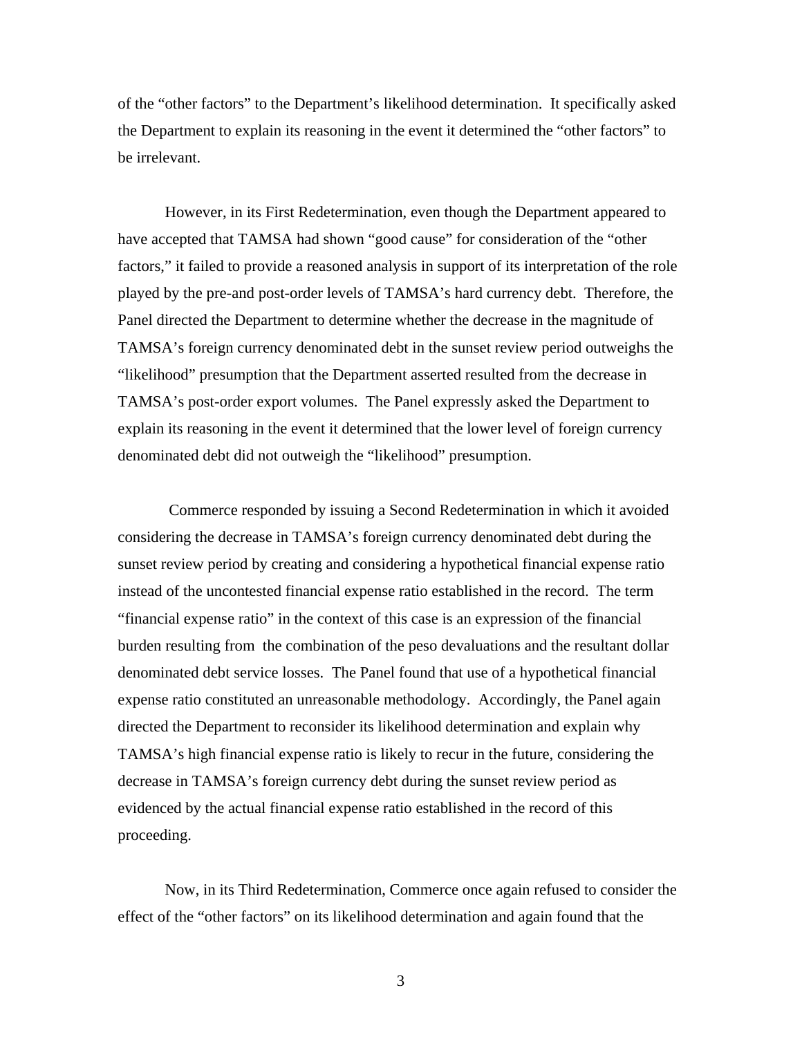of the "other factors" to the Department's likelihood determination. It specifically asked the Department to explain its reasoning in the event it determined the "other factors" to be irrelevant.

However, in its First Redetermination, even though the Department appeared to have accepted that TAMSA had shown "good cause" for consideration of the "other factors," it failed to provide a reasoned analysis in support of its interpretation of the role played by the pre-and post-order levels of TAMSA's hard currency debt. Therefore, the Panel directed the Department to determine whether the decrease in the magnitude of TAMSA's foreign currency denominated debt in the sunset review period outweighs the "likelihood" presumption that the Department asserted resulted from the decrease in TAMSA's post-order export volumes. The Panel expressly asked the Department to explain its reasoning in the event it determined that the lower level of foreign currency denominated debt did not outweigh the "likelihood" presumption.

Commerce responded by issuing a Second Redetermination in which it avoided considering the decrease in TAMSA's foreign currency denominated debt during the sunset review period by creating and considering a hypothetical financial expense ratio instead of the uncontested financial expense ratio established in the record. The term "financial expense ratio" in the context of this case is an expression of the financial burden resulting from the combination of the peso devaluations and the resultant dollar denominated debt service losses. The Panel found that use of a hypothetical financial expense ratio constituted an unreasonable methodology. Accordingly, the Panel again directed the Department to reconsider its likelihood determination and explain why TAMSA's high financial expense ratio is likely to recur in the future, considering the decrease in TAMSA's foreign currency debt during the sunset review period as evidenced by the actual financial expense ratio established in the record of this proceeding.

Now, in its Third Redetermination, Commerce once again refused to consider the effect of the "other factors" on its likelihood determination and again found that the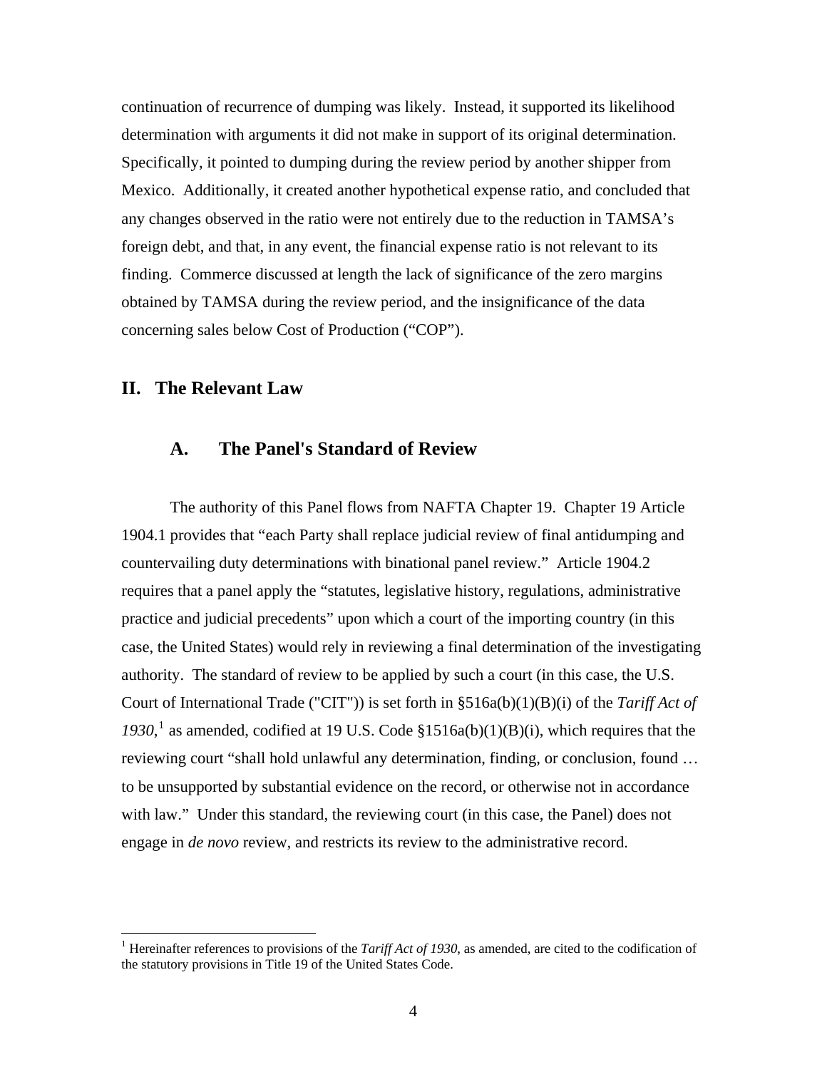continuation of recurrence of dumping was likely. Instead, it supported its likelihood determination with arguments it did not make in support of its original determination. Specifically, it pointed to dumping during the review period by another shipper from Mexico. Additionally, it created another hypothetical expense ratio, and concluded that any changes observed in the ratio were not entirely due to the reduction in TAMSA's foreign debt, and that, in any event, the financial expense ratio is not relevant to its finding. Commerce discussed at length the lack of significance of the zero margins obtained by TAMSA during the review period, and the insignificance of the data concerning sales below Cost of Production ("COP").

## II. The Relevant Law

### A. The Panel's Standard of Review

The authority of this Panel flows from NAFTA Chapter 19. Chapter 19 Article 1904.1 provides that "each Party shall replace judicial review of final antidumping and countervailing duty determinations with binational panel review." Article 1904.2 requires that a panel apply the "statutes, legislative history, regulations, administrative practice and judicial precedents" upon which a court of the importing country (in this case, the United States) would rely in reviewing a final determination of the investigating authority. The standard of review to be applied by such a court (in this case, the U.S. Court of International Trade ("CIT")) is set forth in §516a(b)(1)(B)(i) of the *Tariff Act of 1930*,[1] as amended, codified at 19 U.S. Code §1516a(b)(1)(B)(i), which requires that the reviewing court "shall hold unlawful any determination, finding, or conclusion, found … to be unsupported by substantial evidence on the record, or otherwise not in accordance with law." Under this standard, the reviewing court (in this case, the Panel) does not engage in *de novo* review, and restricts its review to the administrative record.

---

[1] Hereinafter references to provisions of the *Tariff Act of 1930*, as amended, are cited to the codification of the statutory provisions in Title 19 of the United States Code.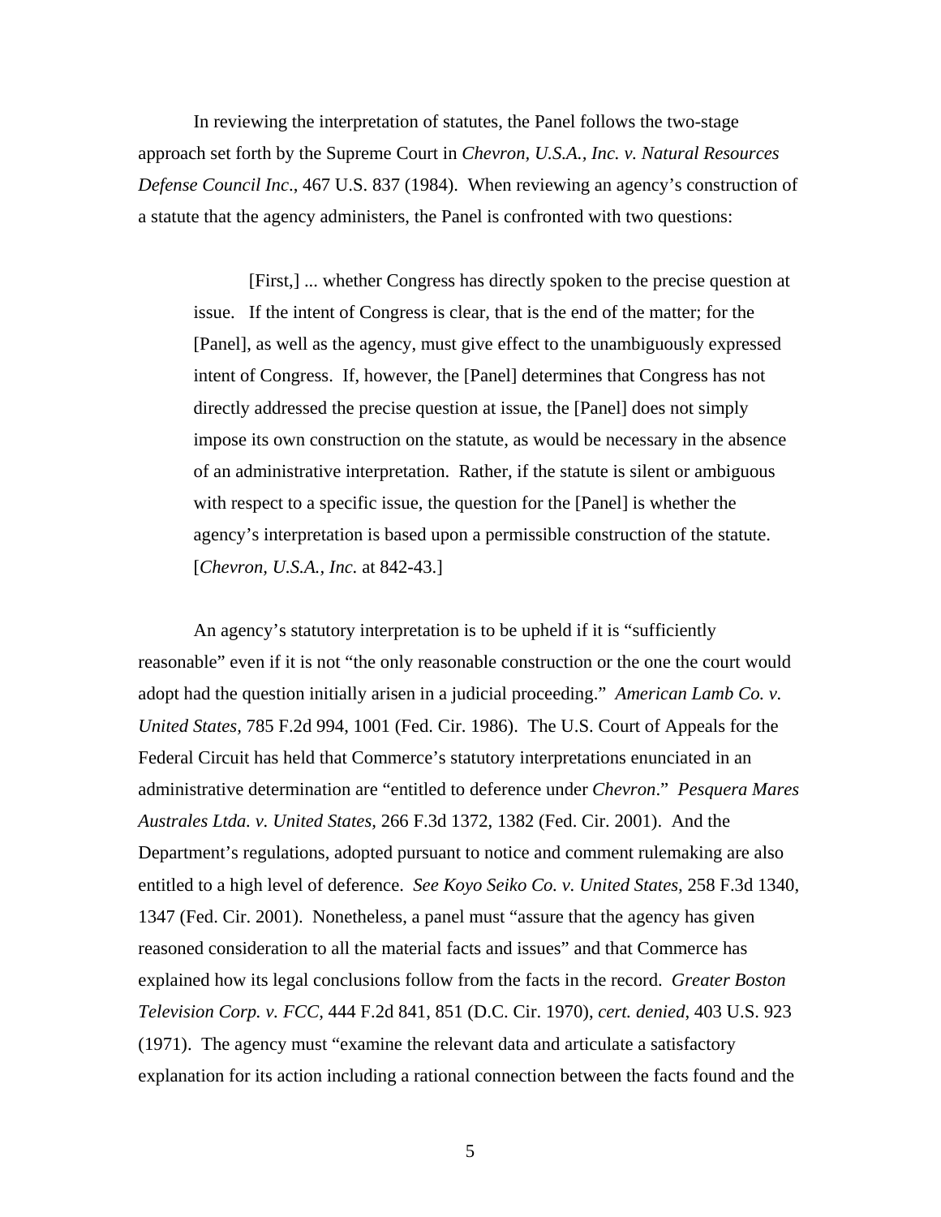In reviewing the interpretation of statutes, the Panel follows the two-stage approach set forth by the Supreme Court in *Chevron, U.S.A., Inc. v. Natural Resources Defense Council Inc*., 467 U.S. 837 (1984). When reviewing an agency's construction of a statute that the agency administers, the Panel is confronted with two questions:

> [First,] ... whether Congress has directly spoken to the precise question at issue. If the intent of Congress is clear, that is the end of the matter; for the [Panel], as well as the agency, must give effect to the unambiguously expressed intent of Congress. If, however, the [Panel] determines that Congress has not directly addressed the precise question at issue, the [Panel] does not simply impose its own construction on the statute, as would be necessary in the absence of an administrative interpretation. Rather, if the statute is silent or ambiguous with respect to a specific issue, the question for the [Panel] is whether the agency's interpretation is based upon a permissible construction of the statute. [*Chevron, U.S.A., Inc.* at 842-43.]

An agency's statutory interpretation is to be upheld if it is "sufficiently reasonable" even if it is not "the only reasonable construction or the one the court would adopt had the question initially arisen in a judicial proceeding." *American Lamb Co. v. United States,* 785 F.2d 994, 1001 (Fed. Cir. 1986). The U.S. Court of Appeals for the Federal Circuit has held that Commerce's statutory interpretations enunciated in an administrative determination are "entitled to deference under *Chevron*." *Pesquera Mares Australes Ltda. v. United States,* 266 F.3d 1372, 1382 (Fed. Cir. 2001). And the Department's regulations, adopted pursuant to notice and comment rulemaking are also entitled to a high level of deference. *See Koyo Seiko Co. v. United States,* 258 F.3d 1340, 1347 (Fed. Cir. 2001). Nonetheless, a panel must "assure that the agency has given reasoned consideration to all the material facts and issues" and that Commerce has explained how its legal conclusions follow from the facts in the record. *Greater Boston Television Corp. v. FCC,* 444 F.2d 841, 851 (D.C. Cir. 1970), *cert. denied*, 403 U.S. 923 (1971). The agency must "examine the relevant data and articulate a satisfactory explanation for its action including a rational connection between the facts found and the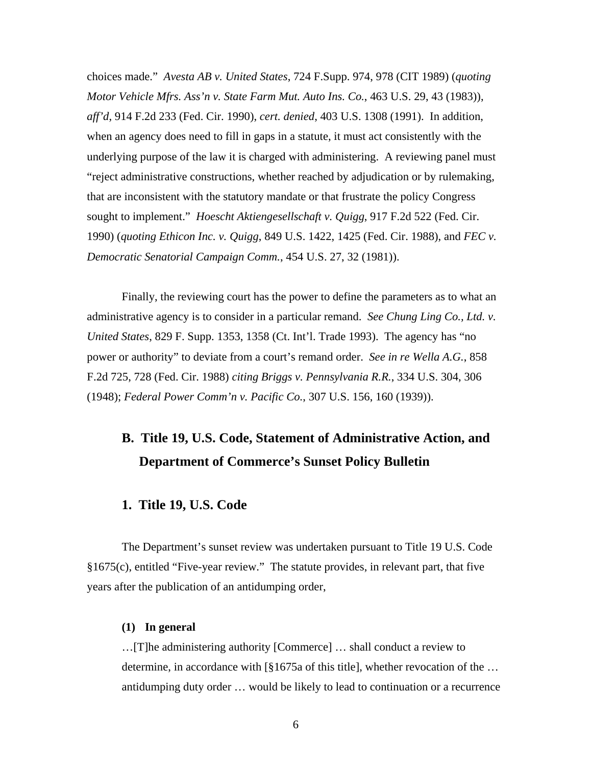choices made." *Avesta AB v. United States*, 724 F.Supp. 974, 978 (CIT 1989) (*quoting Motor Vehicle Mfrs. Ass'n v. State Farm Mut. Auto Ins. Co.*, 463 U.S. 29, 43 (1983)), *aff'd*, 914 F.2d 233 (Fed. Cir. 1990), *cert. denied*, 403 U.S. 1308 (1991). In addition, when an agency does need to fill in gaps in a statute, it must act consistently with the underlying purpose of the law it is charged with administering. A reviewing panel must "reject administrative constructions, whether reached by adjudication or by rulemaking, that are inconsistent with the statutory mandate or that frustrate the policy Congress sought to implement." *Hoescht Aktiengesellschaft v. Quigg*, 917 F.2d 522 (Fed. Cir. 1990) (*quoting Ethicon Inc. v. Quigg*, 849 U.S. 1422, 1425 (Fed. Cir. 1988), and *FEC v. Democratic Senatorial Campaign Comm.*, 454 U.S. 27, 32 (1981)).

Finally, the reviewing court has the power to define the parameters as to what an administrative agency is to consider in a particular remand. *See Chung Ling Co., Ltd. v. United States*, 829 F. Supp. 1353, 1358 (Ct. Int'l. Trade 1993). The agency has "no power or authority" to deviate from a court's remand order. *See in re Wella A.G.*, 858 F.2d 725, 728 (Fed. Cir. 1988) *citing Briggs v. Pennsylvania R.R.*, 334 U.S. 304, 306 (1948); *Federal Power Comm'n v. Pacific Co.*, 307 U.S. 156, 160 (1939)).

## B. Title 19, U.S. Code, Statement of Administrative Action, and Department of Commerce's Sunset Policy Bulletin

### 1. Title 19, U.S. Code

The Department's sunset review was undertaken pursuant to Title 19 U.S. Code §1675(c), entitled "Five-year review." The statute provides, in relevant part, that five years after the publication of an antidumping order,

> **(1) In general**
>
> …[T]he administering authority [Commerce] … shall conduct a review to determine, in accordance with [§1675a of this title], whether revocation of the … antidumping duty order … would be likely to lead to continuation or a recurrence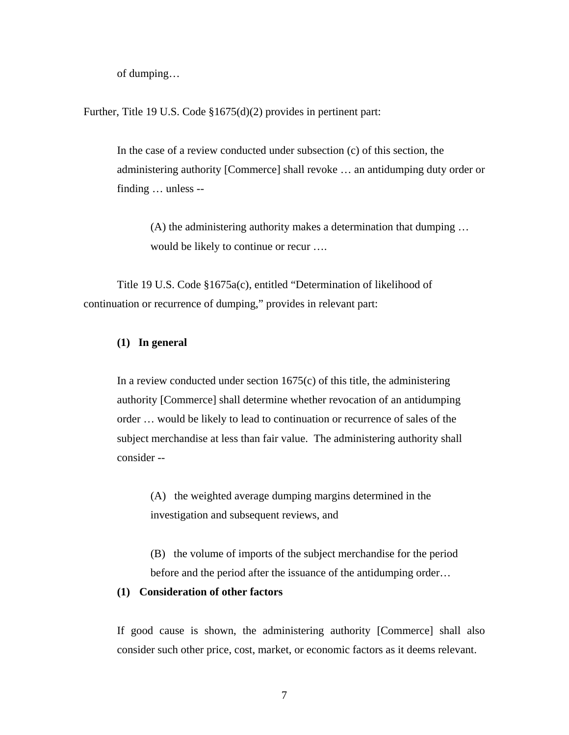> of dumping…

Further, Title 19 U.S. Code §1675(d)(2) provides in pertinent part:

> In the case of a review conducted under subsection (c) of this section, the administering authority [Commerce] shall revoke … an antidumping duty order or finding … unless --
>
> > (A) the administering authority makes a determination that dumping … would be likely to continue or recur ….

Title 19 U.S. Code §1675a(c), entitled "Determination of likelihood of continuation or recurrence of dumping," provides in relevant part:

> **(1) In general**
>
> In a review conducted under section 1675(c) of this title, the administering authority [Commerce] shall determine whether revocation of an antidumping order … would be likely to lead to continuation or recurrence of sales of the subject merchandise at less than fair value. The administering authority shall consider --
>
> > (A) the weighted average dumping margins determined in the investigation and subsequent reviews, and
> >
> > (B) the volume of imports of the subject merchandise for the period before and the period after the issuance of the antidumping order…
>
> **(1) Consideration of other factors**
>
> If good cause is shown, the administering authority [Commerce] shall also consider such other price, cost, market, or economic factors as it deems relevant.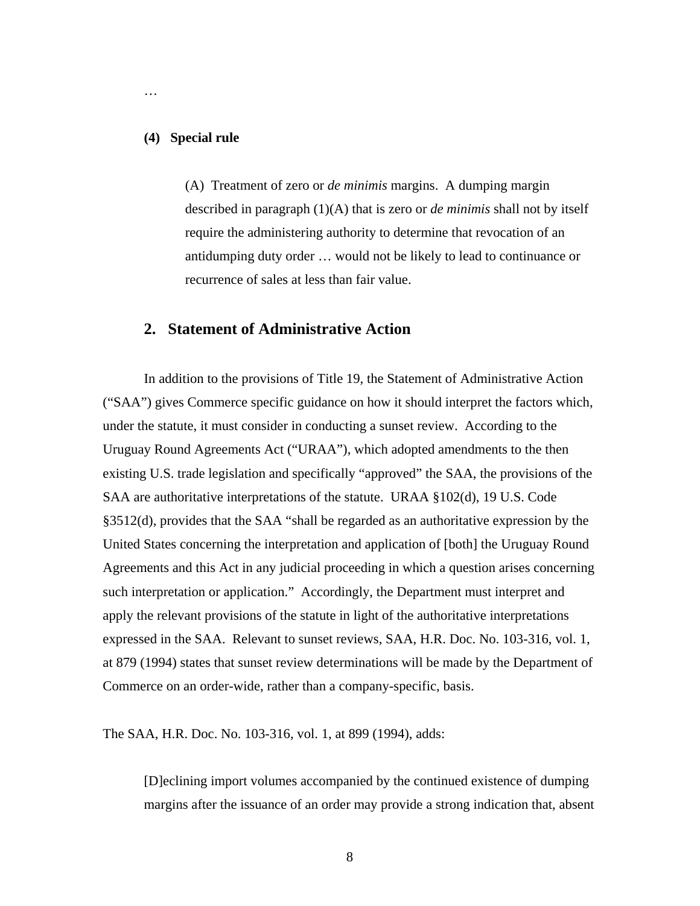…

**(4) Special rule**

> (A) Treatment of zero or *de minimis* margins. A dumping margin described in paragraph (1)(A) that is zero or *de minimis* shall not by itself require the administering authority to determine that revocation of an antidumping duty order … would not be likely to lead to continuance or recurrence of sales at less than fair value.

## 2. Statement of Administrative Action

In addition to the provisions of Title 19, the Statement of Administrative Action ("SAA") gives Commerce specific guidance on how it should interpret the factors which, under the statute, it must consider in conducting a sunset review. According to the Uruguay Round Agreements Act ("URAA"), which adopted amendments to the then existing U.S. trade legislation and specifically "approved" the SAA, the provisions of the SAA are authoritative interpretations of the statute. URAA §102(d), 19 U.S. Code §3512(d), provides that the SAA "shall be regarded as an authoritative expression by the United States concerning the interpretation and application of [both] the Uruguay Round Agreements and this Act in any judicial proceeding in which a question arises concerning such interpretation or application." Accordingly, the Department must interpret and apply the relevant provisions of the statute in light of the authoritative interpretations expressed in the SAA. Relevant to sunset reviews, SAA, H.R. Doc. No. 103-316, vol. 1, at 879 (1994) states that sunset review determinations will be made by the Department of Commerce on an order-wide, rather than a company-specific, basis.

The SAA, H.R. Doc. No. 103-316, vol. 1, at 899 (1994), adds:

> [D]eclining import volumes accompanied by the continued existence of dumping margins after the issuance of an order may provide a strong indication that, absent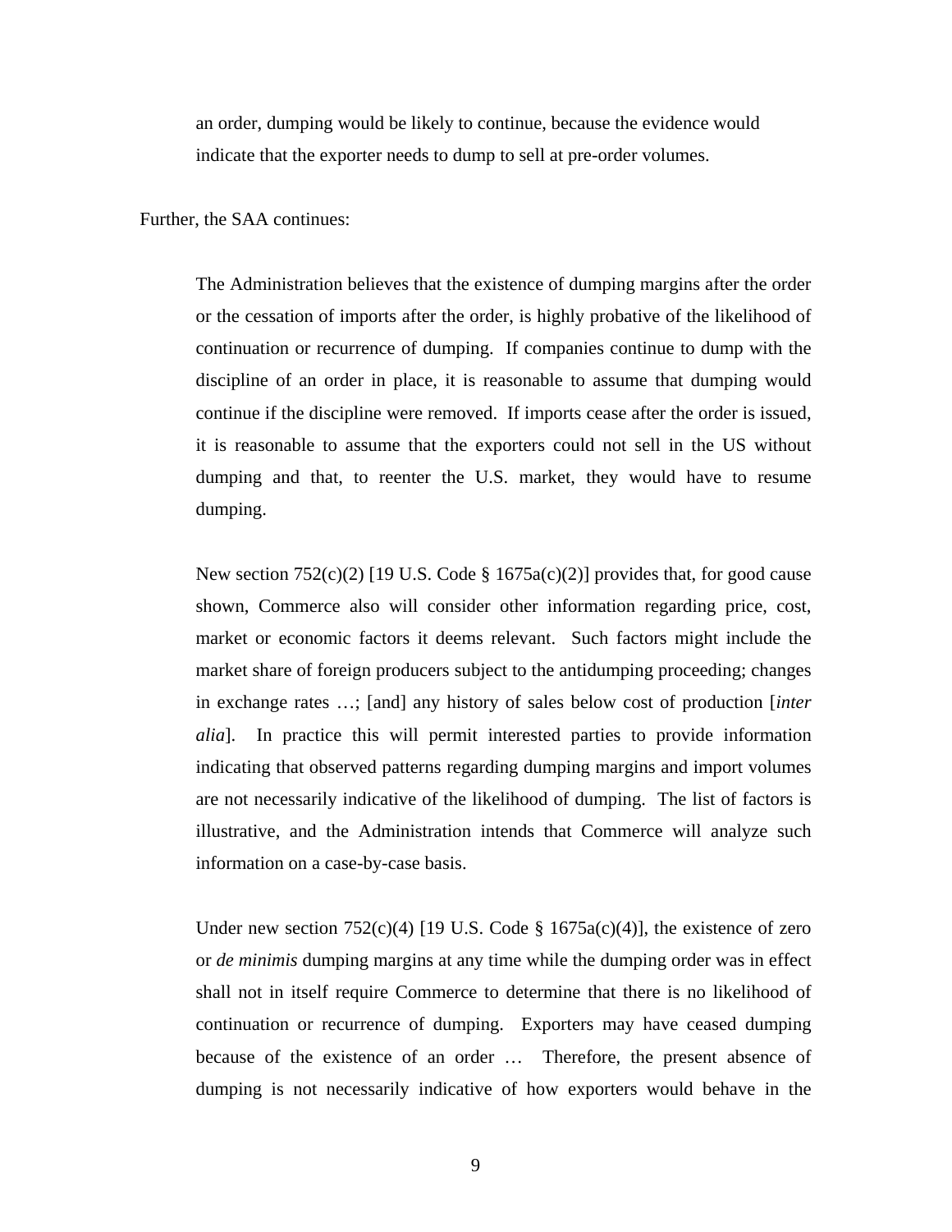> an order, dumping would be likely to continue, because the evidence would indicate that the exporter needs to dump to sell at pre-order volumes.

Further, the SAA continues:

> The Administration believes that the existence of dumping margins after the order or the cessation of imports after the order, is highly probative of the likelihood of continuation or recurrence of dumping. If companies continue to dump with the discipline of an order in place, it is reasonable to assume that dumping would continue if the discipline were removed. If imports cease after the order is issued, it is reasonable to assume that the exporters could not sell in the US without dumping and that, to reenter the U.S. market, they would have to resume dumping.
>
> New section 752(c)(2) [19 U.S. Code § 1675a(c)(2)] provides that, for good cause shown, Commerce also will consider other information regarding price, cost, market or economic factors it deems relevant. Such factors might include the market share of foreign producers subject to the antidumping proceeding; changes in exchange rates …; [and] any history of sales below cost of production [*inter alia*]. In practice this will permit interested parties to provide information indicating that observed patterns regarding dumping margins and import volumes are not necessarily indicative of the likelihood of dumping. The list of factors is illustrative, and the Administration intends that Commerce will analyze such information on a case-by-case basis.
>
> Under new section 752(c)(4) [19 U.S. Code § 1675a(c)(4)], the existence of zero or *de minimis* dumping margins at any time while the dumping order was in effect shall not in itself require Commerce to determine that there is no likelihood of continuation or recurrence of dumping. Exporters may have ceased dumping because of the existence of an order … Therefore, the present absence of dumping is not necessarily indicative of how exporters would behave in the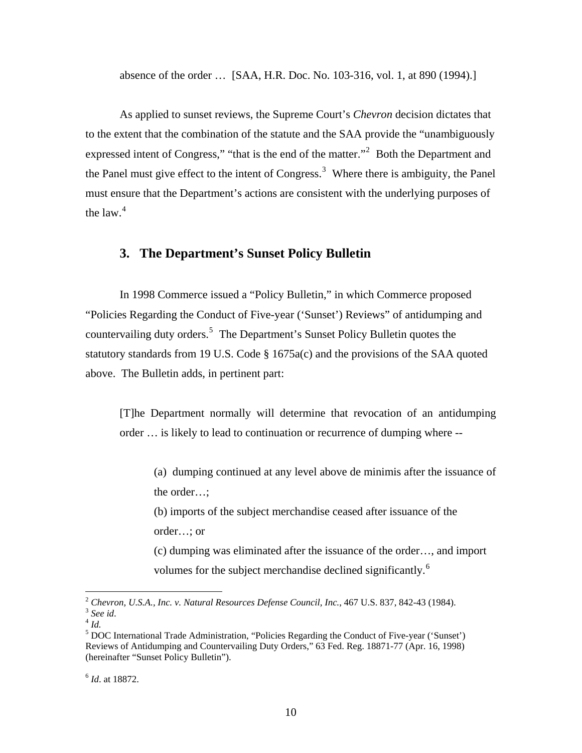absence of the order … [SAA, H.R. Doc. No. 103-316, vol. 1, at 890 (1994).]

As applied to sunset reviews, the Supreme Court's *Chevron* decision dictates that to the extent that the combination of the statute and the SAA provide the "unambiguously expressed intent of Congress," "that is the end of the matter."[2] Both the Department and the Panel must give effect to the intent of Congress.[3] Where there is ambiguity, the Panel must ensure that the Department's actions are consistent with the underlying purposes of the law.[4]

### 3. The Department's Sunset Policy Bulletin

In 1998 Commerce issued a "Policy Bulletin," in which Commerce proposed "Policies Regarding the Conduct of Five-year ('Sunset') Reviews" of antidumping and countervailing duty orders.[5] The Department's Sunset Policy Bulletin quotes the statutory standards from 19 U.S. Code § 1675a(c) and the provisions of the SAA quoted above. The Bulletin adds, in pertinent part:

> [T]he Department normally will determine that revocation of an antidumping order … is likely to lead to continuation or recurrence of dumping where --
>
> > (a) dumping continued at any level above de minimis after the issuance of the order…;
> >
> > (b) imports of the subject merchandise ceased after issuance of the order…; or
> >
> > (c) dumping was eliminated after the issuance of the order…, and import volumes for the subject merchandise declined significantly.[6]

---

[2] *Chevron, U.S.A., Inc. v. Natural Resources Defense Council, Inc.*, 467 U.S. 837, 842-43 (1984).

[3] *See id*.

[4] *Id.*

[5] DOC International Trade Administration, "Policies Regarding the Conduct of Five-year ('Sunset') Reviews of Antidumping and Countervailing Duty Orders," 63 Fed. Reg. 18871-77 (Apr. 16, 1998) (hereinafter "Sunset Policy Bulletin").

[6] *Id*. at 18872.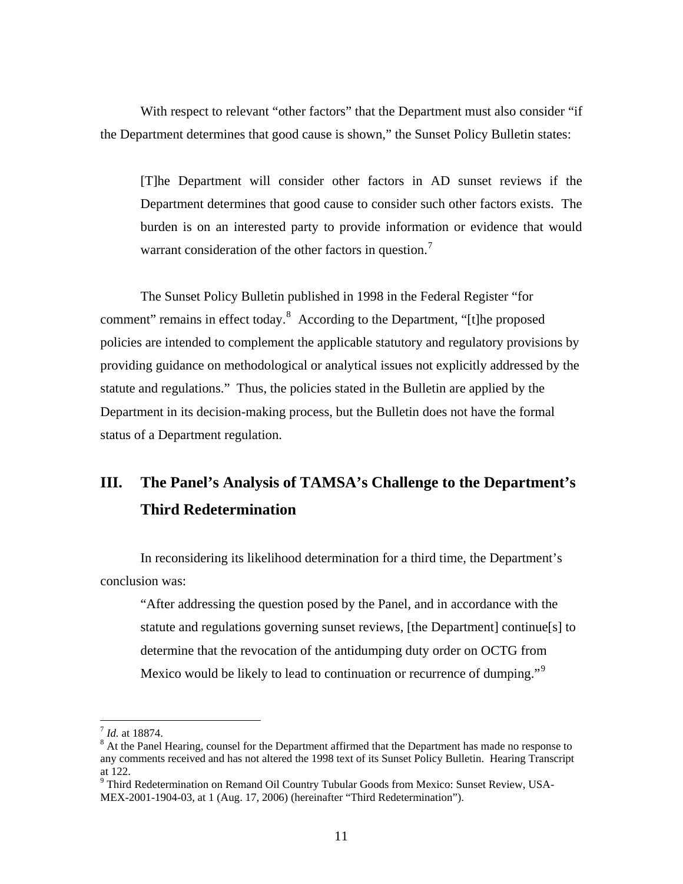With respect to relevant "other factors" that the Department must also consider "if the Department determines that good cause is shown," the Sunset Policy Bulletin states:

> [T]he Department will consider other factors in AD sunset reviews if the Department determines that good cause to consider such other factors exists. The burden is on an interested party to provide information or evidence that would warrant consideration of the other factors in question.[7]

The Sunset Policy Bulletin published in 1998 in the Federal Register "for comment" remains in effect today.[8] According to the Department, "[t]he proposed policies are intended to complement the applicable statutory and regulatory provisions by providing guidance on methodological or analytical issues not explicitly addressed by the statute and regulations." Thus, the policies stated in the Bulletin are applied by the Department in its decision-making process, but the Bulletin does not have the formal status of a Department regulation.

## III. The Panel's Analysis of TAMSA's Challenge to the Department's Third Redetermination

In reconsidering its likelihood determination for a third time, the Department's conclusion was:

> "After addressing the question posed by the Panel, and in accordance with the statute and regulations governing sunset reviews, [the Department] continue[s] to determine that the revocation of the antidumping duty order on OCTG from Mexico would be likely to lead to continuation or recurrence of dumping."[9]

---

[7] *Id.* at 18874.

[8] At the Panel Hearing, counsel for the Department affirmed that the Department has made no response to any comments received and has not altered the 1998 text of its Sunset Policy Bulletin. Hearing Transcript at 122.

[9] Third Redetermination on Remand Oil Country Tubular Goods from Mexico: Sunset Review, USA-MEX-2001-1904-03, at 1 (Aug. 17, 2006) (hereinafter "Third Redetermination").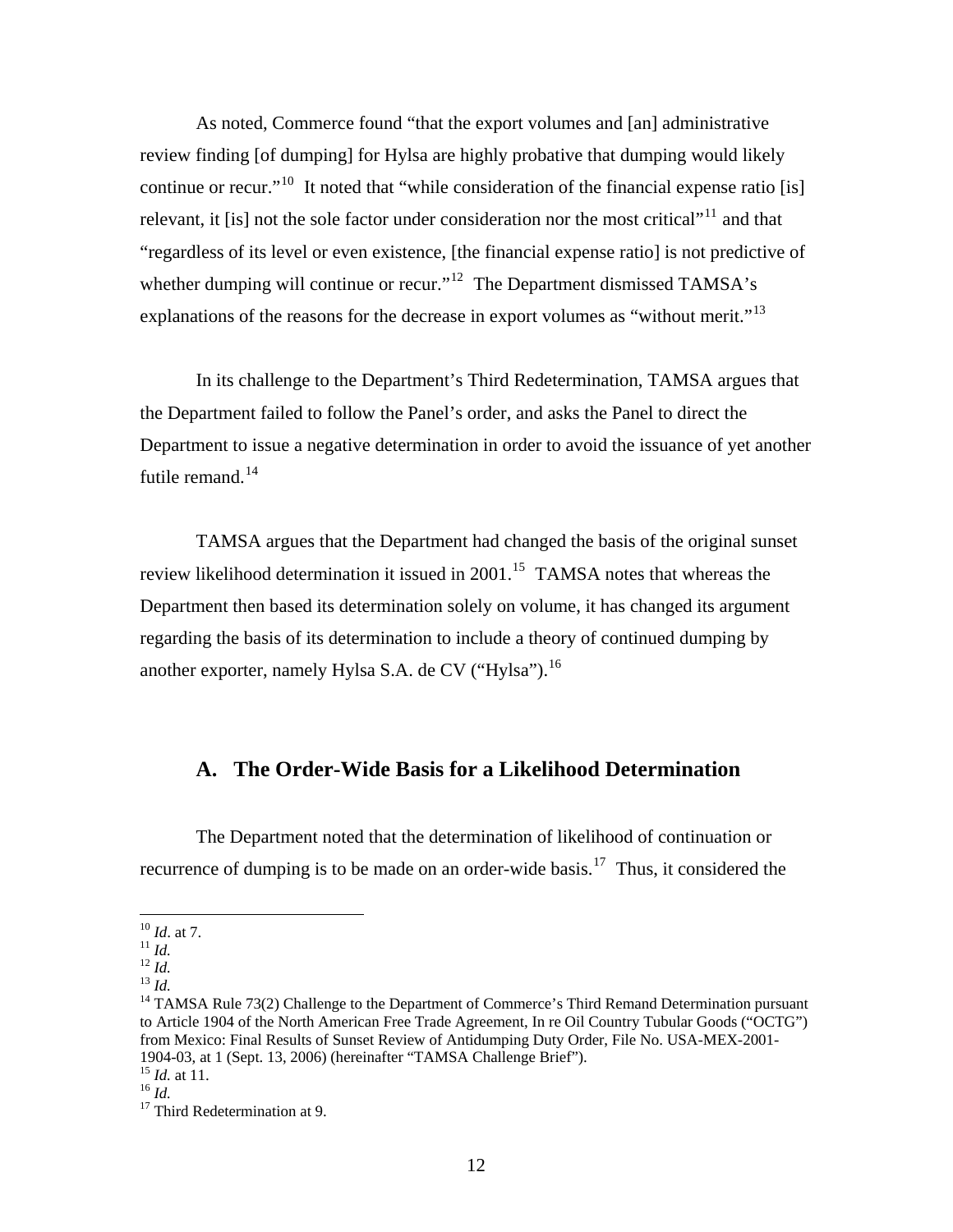As noted, Commerce found "that the export volumes and [an] administrative review finding [of dumping] for Hylsa are highly probative that dumping would likely continue or recur."[10] It noted that "while consideration of the financial expense ratio [is] relevant, it [is] not the sole factor under consideration nor the most critical"[11] and that "regardless of its level or even existence, [the financial expense ratio] is not predictive of whether dumping will continue or recur."[12] The Department dismissed TAMSA's explanations of the reasons for the decrease in export volumes as "without merit."[13]

In its challenge to the Department's Third Redetermination, TAMSA argues that the Department failed to follow the Panel's order, and asks the Panel to direct the Department to issue a negative determination in order to avoid the issuance of yet another futile remand.[14]

TAMSA argues that the Department had changed the basis of the original sunset review likelihood determination it issued in 2001.[15] TAMSA notes that whereas the Department then based its determination solely on volume, it has changed its argument regarding the basis of its determination to include a theory of continued dumping by another exporter, namely Hylsa S.A. de CV ("Hylsa").[16]

## A. The Order-Wide Basis for a Likelihood Determination

The Department noted that the determination of likelihood of continuation or recurrence of dumping is to be made on an order-wide basis.[17] Thus, it considered the

---

[10] *Id*. at 7.
[11] *Id.*
[12] *Id.*
[13] *Id.*
[14] TAMSA Rule 73(2) Challenge to the Department of Commerce's Third Remand Determination pursuant to Article 1904 of the North American Free Trade Agreement, In re Oil Country Tubular Goods ("OCTG") from Mexico: Final Results of Sunset Review of Antidumping Duty Order, File No. USA-MEX-2001-1904-03, at 1 (Sept. 13, 2006) (hereinafter "TAMSA Challenge Brief").
[15] *Id.* at 11.
[16] *Id.*
[17] Third Redetermination at 9.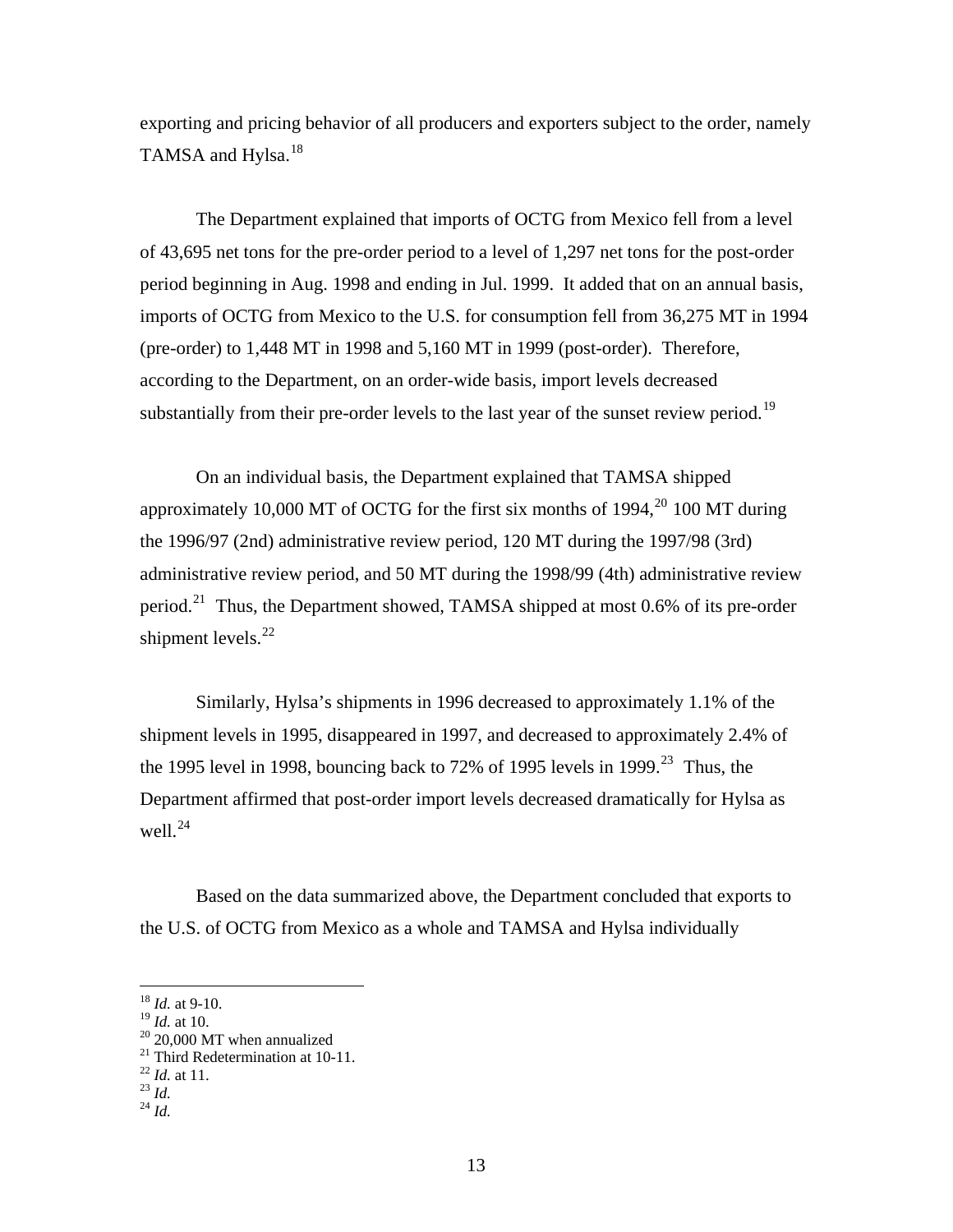exporting and pricing behavior of all producers and exporters subject to the order, namely TAMSA and Hylsa.[18]

The Department explained that imports of OCTG from Mexico fell from a level of 43,695 net tons for the pre-order period to a level of 1,297 net tons for the post-order period beginning in Aug. 1998 and ending in Jul. 1999. It added that on an annual basis, imports of OCTG from Mexico to the U.S. for consumption fell from 36,275 MT in 1994 (pre-order) to 1,448 MT in 1998 and 5,160 MT in 1999 (post-order). Therefore, according to the Department, on an order-wide basis, import levels decreased substantially from their pre-order levels to the last year of the sunset review period.[19]

On an individual basis, the Department explained that TAMSA shipped approximately 10,000 MT of OCTG for the first six months of 1994,[20] 100 MT during the 1996/97 (2nd) administrative review period, 120 MT during the 1997/98 (3rd) administrative review period, and 50 MT during the 1998/99 (4th) administrative review period.[21] Thus, the Department showed, TAMSA shipped at most 0.6% of its pre-order shipment levels.[22]

Similarly, Hylsa's shipments in 1996 decreased to approximately 1.1% of the shipment levels in 1995, disappeared in 1997, and decreased to approximately 2.4% of the 1995 level in 1998, bouncing back to 72% of 1995 levels in 1999.[23] Thus, the Department affirmed that post-order import levels decreased dramatically for Hylsa as well.[24]

Based on the data summarized above, the Department concluded that exports to the U.S. of OCTG from Mexico as a whole and TAMSA and Hylsa individually

---

[18] *Id.* at 9-10.
[19] *Id.* at 10.
[20] 20,000 MT when annualized
[21] Third Redetermination at 10-11.
[22] *Id.* at 11.
[23] *Id.*
[24] *Id.*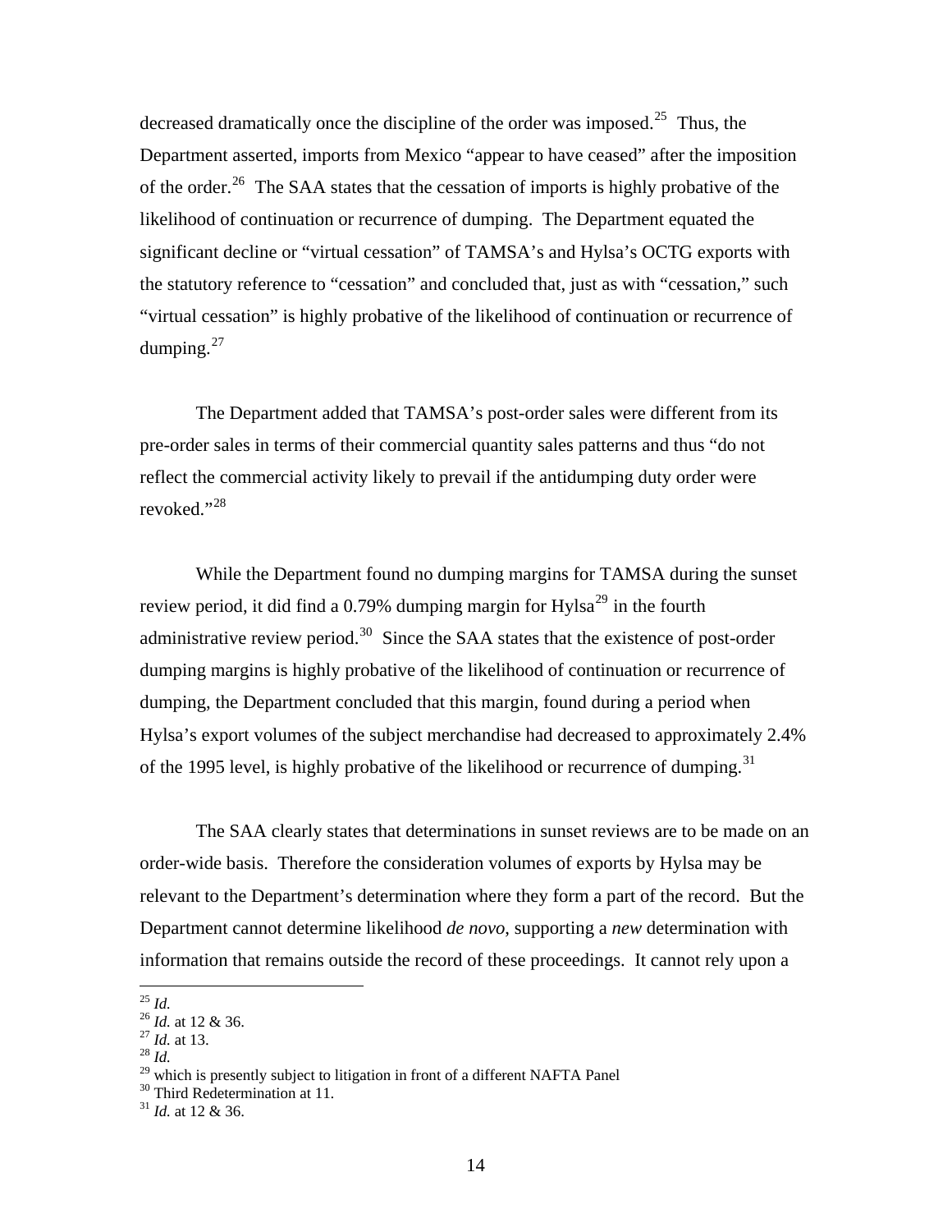decreased dramatically once the discipline of the order was imposed.[25] Thus, the Department asserted, imports from Mexico "appear to have ceased" after the imposition of the order.[26] The SAA states that the cessation of imports is highly probative of the likelihood of continuation or recurrence of dumping. The Department equated the significant decline or "virtual cessation" of TAMSA's and Hylsa's OCTG exports with the statutory reference to "cessation" and concluded that, just as with "cessation," such "virtual cessation" is highly probative of the likelihood of continuation or recurrence of dumping.[27]

The Department added that TAMSA's post-order sales were different from its pre-order sales in terms of their commercial quantity sales patterns and thus "do not reflect the commercial activity likely to prevail if the antidumping duty order were revoked."[28]

While the Department found no dumping margins for TAMSA during the sunset review period, it did find a 0.79% dumping margin for Hylsa[29] in the fourth administrative review period.[30] Since the SAA states that the existence of post-order dumping margins is highly probative of the likelihood of continuation or recurrence of dumping, the Department concluded that this margin, found during a period when Hylsa's export volumes of the subject merchandise had decreased to approximately 2.4% of the 1995 level, is highly probative of the likelihood or recurrence of dumping.[31]

The SAA clearly states that determinations in sunset reviews are to be made on an order-wide basis. Therefore the consideration volumes of exports by Hylsa may be relevant to the Department's determination where they form a part of the record. But the Department cannot determine likelihood *de novo*, supporting a *new* determination with information that remains outside the record of these proceedings. It cannot rely upon a

---

[25] *Id.*
[26] *Id.* at 12 & 36.
[27] *Id.* at 13.
[28] *Id.*
[29] which is presently subject to litigation in front of a different NAFTA Panel
[30] Third Redetermination at 11.
[31] *Id.* at 12 & 36.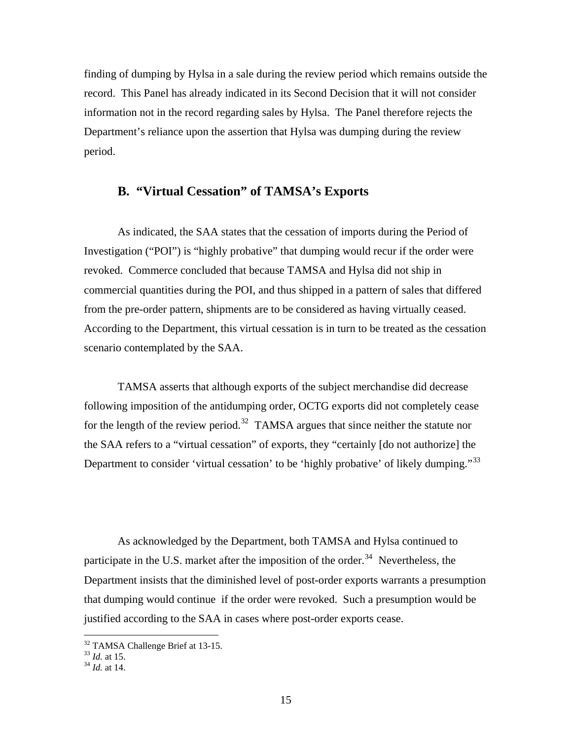finding of dumping by Hylsa in a sale during the review period which remains outside the record. This Panel has already indicated in its Second Decision that it will not consider information not in the record regarding sales by Hylsa. The Panel therefore rejects the Department's reliance upon the assertion that Hylsa was dumping during the review period.

### B. "Virtual Cessation" of TAMSA's Exports

As indicated, the SAA states that the cessation of imports during the Period of Investigation ("POI") is "highly probative" that dumping would recur if the order were revoked. Commerce concluded that because TAMSA and Hylsa did not ship in commercial quantities during the POI, and thus shipped in a pattern of sales that differed from the pre-order pattern, shipments are to be considered as having virtually ceased. According to the Department, this virtual cessation is in turn to be treated as the cessation scenario contemplated by the SAA.

TAMSA asserts that although exports of the subject merchandise did decrease following imposition of the antidumping order, OCTG exports did not completely cease for the length of the review period.[32] TAMSA argues that since neither the statute nor the SAA refers to a "virtual cessation" of exports, they "certainly [do not authorize] the Department to consider 'virtual cessation' to be 'highly probative' of likely dumping."[33]

As acknowledged by the Department, both TAMSA and Hylsa continued to participate in the U.S. market after the imposition of the order.[34] Nevertheless, the Department insists that the diminished level of post-order exports warrants a presumption that dumping would continue if the order were revoked. Such a presumption would be justified according to the SAA in cases where post-order exports cease.

[32] TAMSA Challenge Brief at 13-15.
[33] *Id.* at 15.
[34] *Id.* at 14.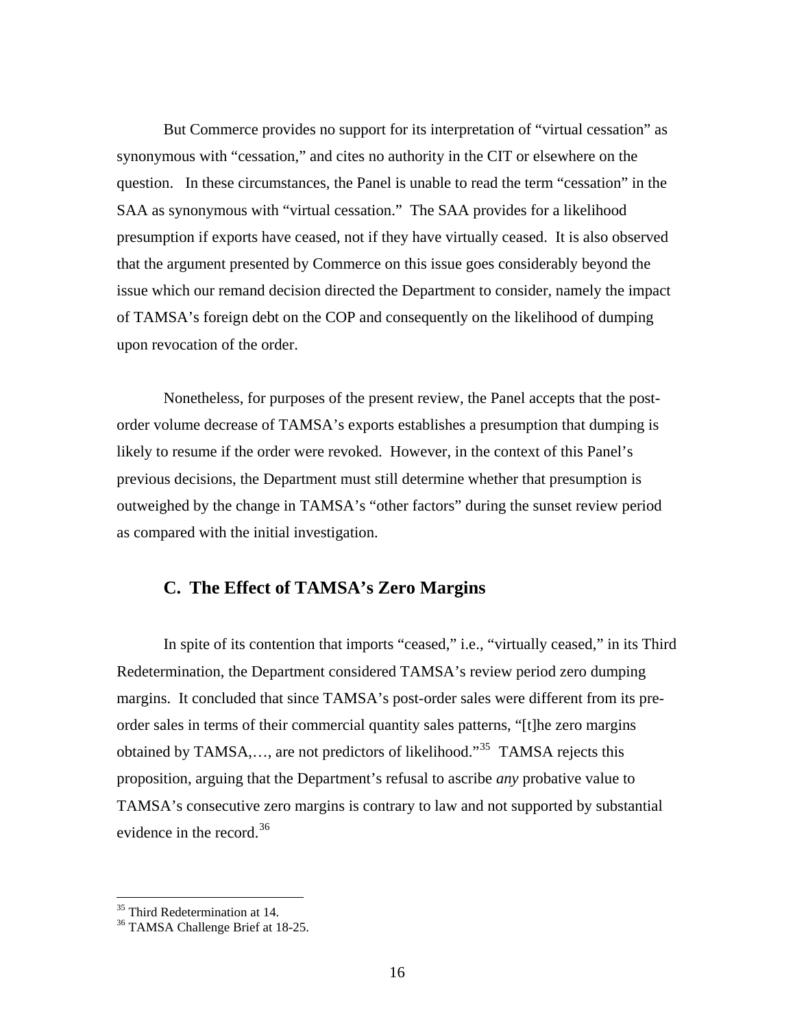But Commerce provides no support for its interpretation of "virtual cessation" as synonymous with "cessation," and cites no authority in the CIT or elsewhere on the question. In these circumstances, the Panel is unable to read the term "cessation" in the SAA as synonymous with "virtual cessation." The SAA provides for a likelihood presumption if exports have ceased, not if they have virtually ceased. It is also observed that the argument presented by Commerce on this issue goes considerably beyond the issue which our remand decision directed the Department to consider, namely the impact of TAMSA's foreign debt on the COP and consequently on the likelihood of dumping upon revocation of the order.

Nonetheless, for purposes of the present review, the Panel accepts that the post-order volume decrease of TAMSA's exports establishes a presumption that dumping is likely to resume if the order were revoked. However, in the context of this Panel's previous decisions, the Department must still determine whether that presumption is outweighed by the change in TAMSA's "other factors" during the sunset review period as compared with the initial investigation.

### C. The Effect of TAMSA's Zero Margins

In spite of its contention that imports "ceased," i.e., "virtually ceased," in its Third Redetermination, the Department considered TAMSA's review period zero dumping margins. It concluded that since TAMSA's post-order sales were different from its pre-order sales in terms of their commercial quantity sales patterns, "[t]he zero margins obtained by TAMSA,…, are not predictors of likelihood."[35] TAMSA rejects this proposition, arguing that the Department's refusal to ascribe *any* probative value to TAMSA's consecutive zero margins is contrary to law and not supported by substantial evidence in the record.[36]

---

[35] Third Redetermination at 14.

[36] TAMSA Challenge Brief at 18-25.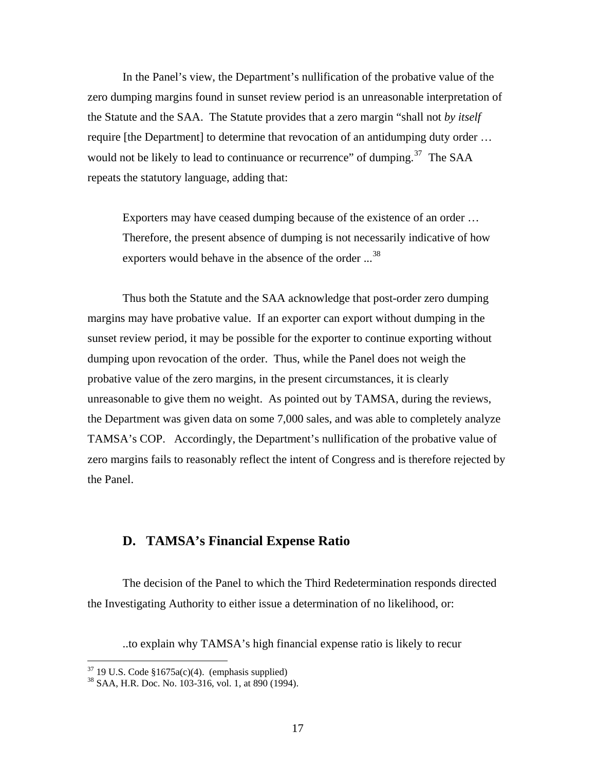In the Panel's view, the Department's nullification of the probative value of the zero dumping margins found in sunset review period is an unreasonable interpretation of the Statute and the SAA. The Statute provides that a zero margin "shall not *by itself* require [the Department] to determine that revocation of an antidumping duty order … would not be likely to lead to continuance or recurrence" of dumping.[37] The SAA repeats the statutory language, adding that:

> Exporters may have ceased dumping because of the existence of an order … Therefore, the present absence of dumping is not necessarily indicative of how exporters would behave in the absence of the order ...[38]

Thus both the Statute and the SAA acknowledge that post-order zero dumping margins may have probative value. If an exporter can export without dumping in the sunset review period, it may be possible for the exporter to continue exporting without dumping upon revocation of the order. Thus, while the Panel does not weigh the probative value of the zero margins, in the present circumstances, it is clearly unreasonable to give them no weight. As pointed out by TAMSA, during the reviews, the Department was given data on some 7,000 sales, and was able to completely analyze TAMSA's COP. Accordingly, the Department's nullification of the probative value of zero margins fails to reasonably reflect the intent of Congress and is therefore rejected by the Panel.

### D. TAMSA's Financial Expense Ratio

The decision of the Panel to which the Third Redetermination responds directed the Investigating Authority to either issue a determination of no likelihood, or:

> ..to explain why TAMSA's high financial expense ratio is likely to recur

---

[37] 19 U.S. Code §1675a(c)(4). (emphasis supplied)

[38] SAA, H.R. Doc. No. 103-316, vol. 1, at 890 (1994).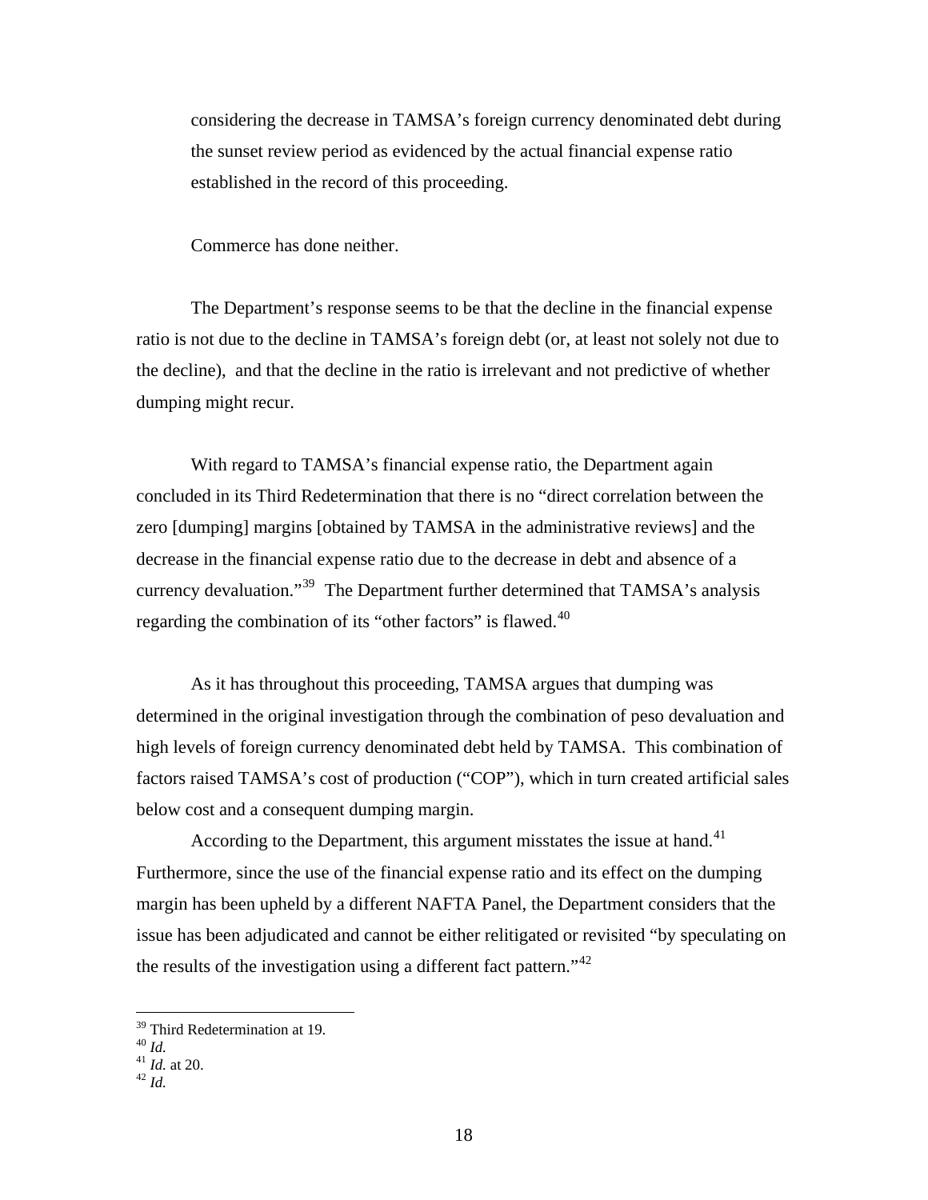> considering the decrease in TAMSA's foreign currency denominated debt during the sunset review period as evidenced by the actual financial expense ratio established in the record of this proceeding.
>
> Commerce has done neither.

The Department's response seems to be that the decline in the financial expense ratio is not due to the decline in TAMSA's foreign debt (or, at least not solely not due to the decline), and that the decline in the ratio is irrelevant and not predictive of whether dumping might recur.

With regard to TAMSA's financial expense ratio, the Department again concluded in its Third Redetermination that there is no "direct correlation between the zero [dumping] margins [obtained by TAMSA in the administrative reviews] and the decrease in the financial expense ratio due to the decrease in debt and absence of a currency devaluation."[39] The Department further determined that TAMSA's analysis regarding the combination of its "other factors" is flawed.[40]

As it has throughout this proceeding, TAMSA argues that dumping was determined in the original investigation through the combination of peso devaluation and high levels of foreign currency denominated debt held by TAMSA. This combination of factors raised TAMSA's cost of production ("COP"), which in turn created artificial sales below cost and a consequent dumping margin.

According to the Department, this argument misstates the issue at hand.[41] Furthermore, since the use of the financial expense ratio and its effect on the dumping margin has been upheld by a different NAFTA Panel, the Department considers that the issue has been adjudicated and cannot be either relitigated or revisited "by speculating on the results of the investigation using a different fact pattern."[42]

---

[39] Third Redetermination at 19.

[40] *Id.*

[41] *Id.* at 20.

[42] *Id.*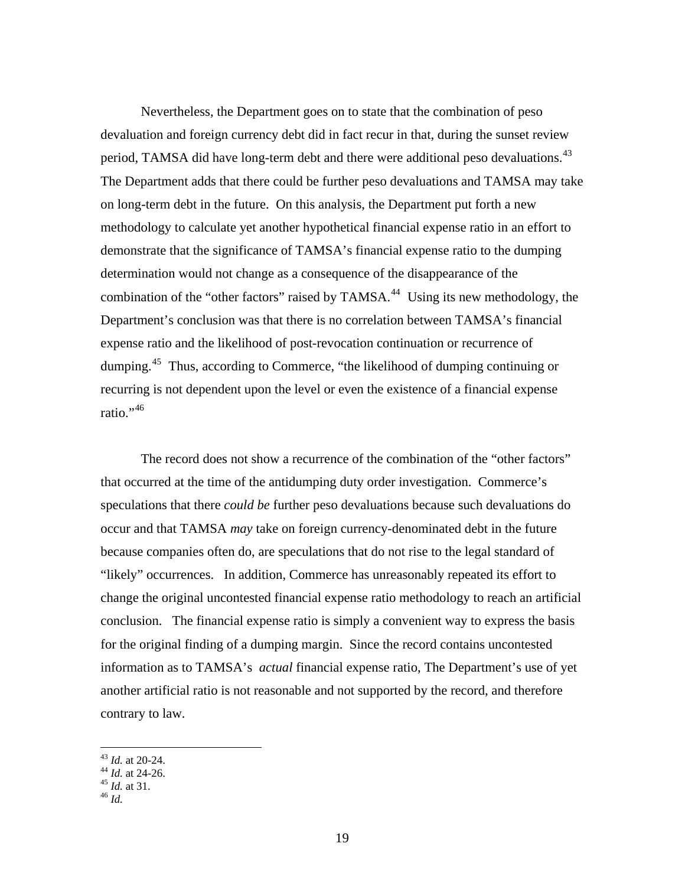Nevertheless, the Department goes on to state that the combination of peso devaluation and foreign currency debt did in fact recur in that, during the sunset review period, TAMSA did have long-term debt and there were additional peso devaluations.[43] The Department adds that there could be further peso devaluations and TAMSA may take on long-term debt in the future. On this analysis, the Department put forth a new methodology to calculate yet another hypothetical financial expense ratio in an effort to demonstrate that the significance of TAMSA's financial expense ratio to the dumping determination would not change as a consequence of the disappearance of the combination of the "other factors" raised by TAMSA.[44] Using its new methodology, the Department's conclusion was that there is no correlation between TAMSA's financial expense ratio and the likelihood of post-revocation continuation or recurrence of dumping.[45] Thus, according to Commerce, "the likelihood of dumping continuing or recurring is not dependent upon the level or even the existence of a financial expense ratio."[46]

The record does not show a recurrence of the combination of the "other factors" that occurred at the time of the antidumping duty order investigation. Commerce's speculations that there *could be* further peso devaluations because such devaluations do occur and that TAMSA *may* take on foreign currency-denominated debt in the future because companies often do, are speculations that do not rise to the legal standard of "likely" occurrences. In addition, Commerce has unreasonably repeated its effort to change the original uncontested financial expense ratio methodology to reach an artificial conclusion. The financial expense ratio is simply a convenient way to express the basis for the original finding of a dumping margin. Since the record contains uncontested information as to TAMSA's *actual* financial expense ratio, The Department's use of yet another artificial ratio is not reasonable and not supported by the record, and therefore contrary to law.

---

[43] *Id.* at 20-24.
[44] *Id.* at 24-26.
[45] *Id.* at 31.
[46] *Id.*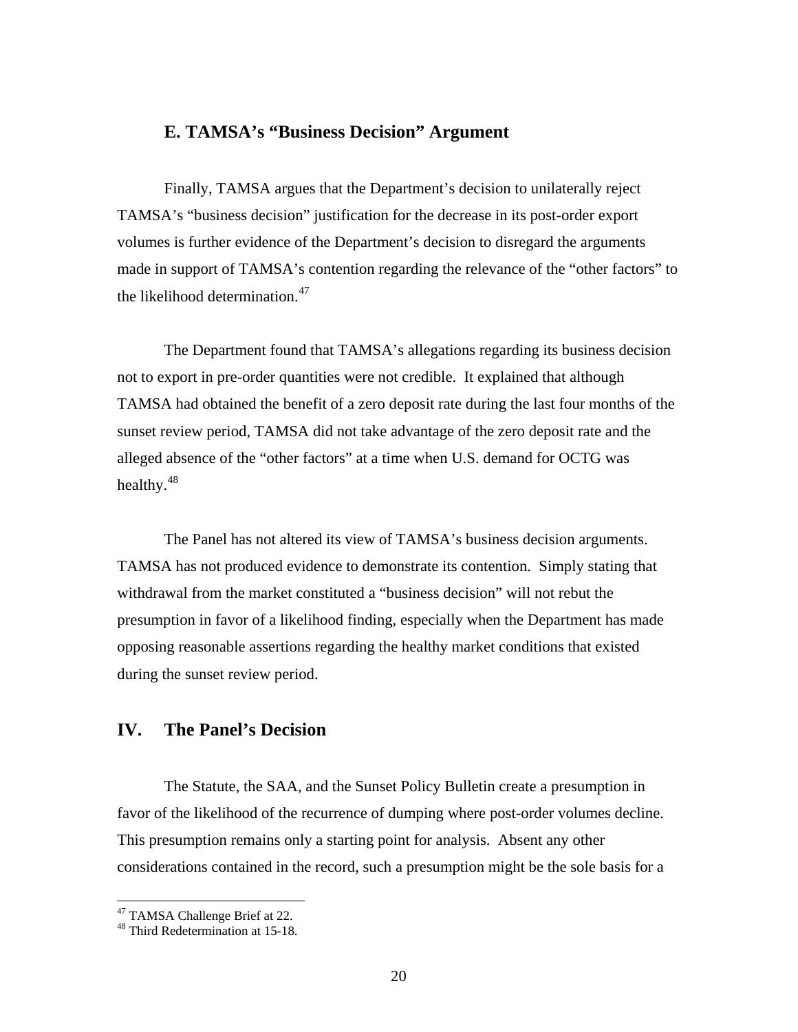### E. TAMSA's "Business Decision" Argument

Finally, TAMSA argues that the Department's decision to unilaterally reject TAMSA's "business decision" justification for the decrease in its post-order export volumes is further evidence of the Department's decision to disregard the arguments made in support of TAMSA's contention regarding the relevance of the "other factors" to the likelihood determination.[47]

The Department found that TAMSA's allegations regarding its business decision not to export in pre-order quantities were not credible. It explained that although TAMSA had obtained the benefit of a zero deposit rate during the last four months of the sunset review period, TAMSA did not take advantage of the zero deposit rate and the alleged absence of the "other factors" at a time when U.S. demand for OCTG was healthy.[48]

The Panel has not altered its view of TAMSA's business decision arguments. TAMSA has not produced evidence to demonstrate its contention. Simply stating that withdrawal from the market constituted a "business decision" will not rebut the presumption in favor of a likelihood finding, especially when the Department has made opposing reasonable assertions regarding the healthy market conditions that existed during the sunset review period.

## IV. The Panel's Decision

The Statute, the SAA, and the Sunset Policy Bulletin create a presumption in favor of the likelihood of the recurrence of dumping where post-order volumes decline. This presumption remains only a starting point for analysis. Absent any other considerations contained in the record, such a presumption might be the sole basis for a

[47] TAMSA Challenge Brief at 22.
[48] Third Redetermination at 15-18.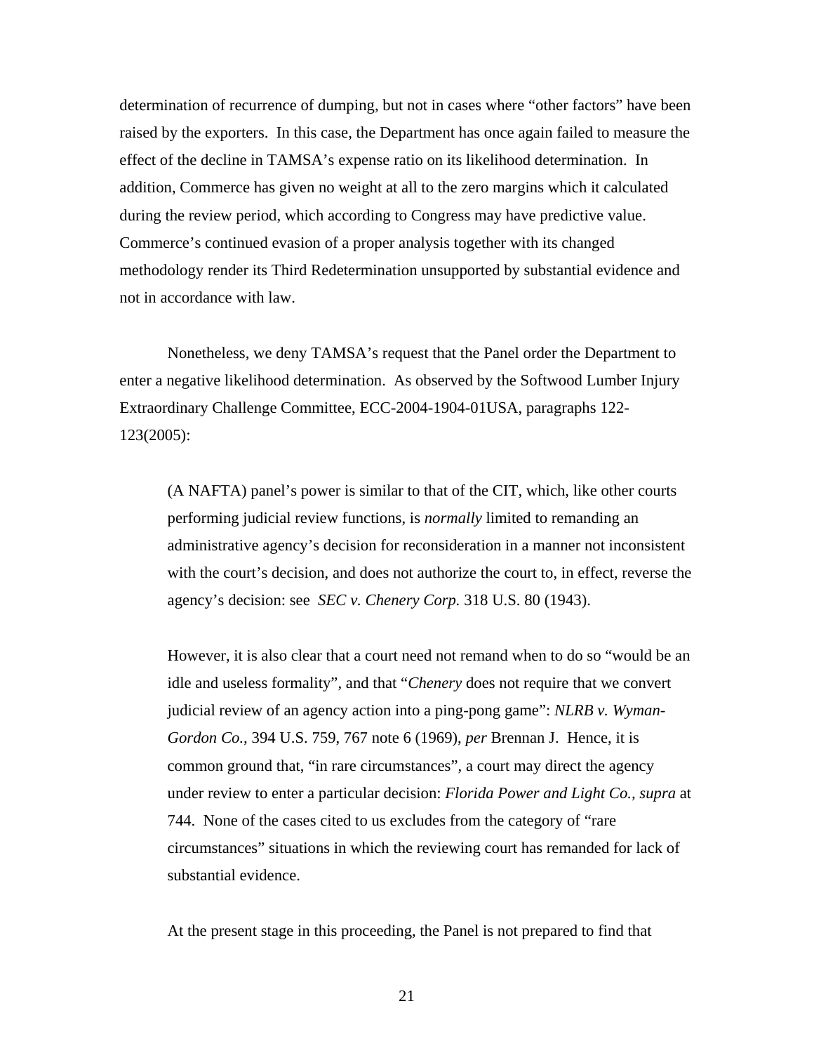determination of recurrence of dumping, but not in cases where "other factors" have been raised by the exporters. In this case, the Department has once again failed to measure the effect of the decline in TAMSA's expense ratio on its likelihood determination. In addition, Commerce has given no weight at all to the zero margins which it calculated during the review period, which according to Congress may have predictive value. Commerce's continued evasion of a proper analysis together with its changed methodology render its Third Redetermination unsupported by substantial evidence and not in accordance with law.

Nonetheless, we deny TAMSA's request that the Panel order the Department to enter a negative likelihood determination. As observed by the Softwood Lumber Injury Extraordinary Challenge Committee, ECC-2004-1904-01USA, paragraphs 122-123(2005):

> (A NAFTA) panel's power is similar to that of the CIT, which, like other courts performing judicial review functions, is *normally* limited to remanding an administrative agency's decision for reconsideration in a manner not inconsistent with the court's decision, and does not authorize the court to, in effect, reverse the agency's decision: see *SEC v. Chenery Corp.* 318 U.S. 80 (1943).
>
> However, it is also clear that a court need not remand when to do so "would be an idle and useless formality", and that "*Chenery* does not require that we convert judicial review of an agency action into a ping-pong game": *NLRB v. Wyman-Gordon Co.*, 394 U.S. 759, 767 note 6 (1969), *per* Brennan J. Hence, it is common ground that, "in rare circumstances", a court may direct the agency under review to enter a particular decision: *Florida Power and Light Co., supra* at 744. None of the cases cited to us excludes from the category of "rare circumstances" situations in which the reviewing court has remanded for lack of substantial evidence.

At the present stage in this proceeding, the Panel is not prepared to find that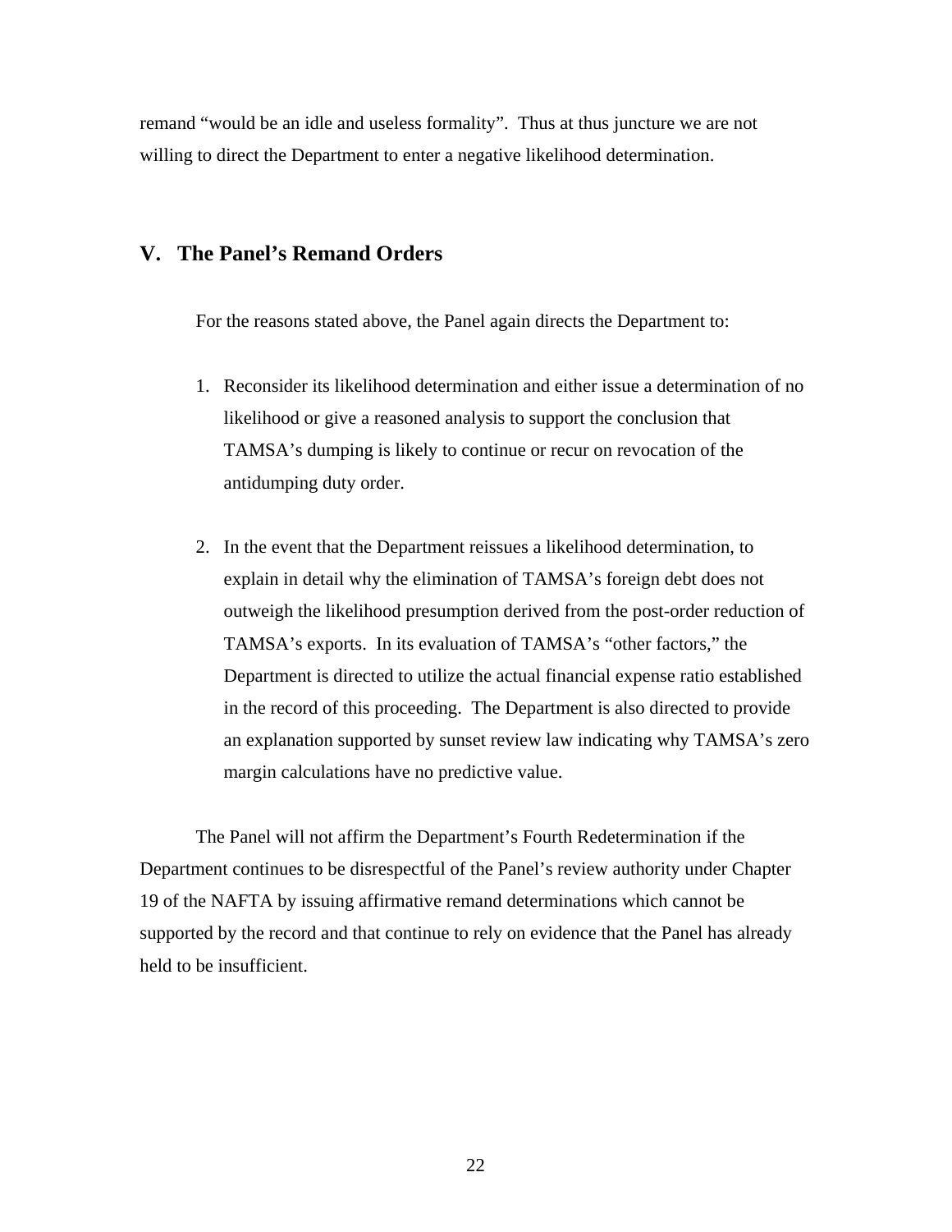remand “would be an idle and useless formality”. Thus at thus juncture we are not willing to direct the Department to enter a negative likelihood determination.

## V. The Panel’s Remand Orders

For the reasons stated above, the Panel again directs the Department to:

1. Reconsider its likelihood determination and either issue a determination of no likelihood or give a reasoned analysis to support the conclusion that TAMSA’s dumping is likely to continue or recur on revocation of the antidumping duty order.

2. In the event that the Department reissues a likelihood determination, to explain in detail why the elimination of TAMSA’s foreign debt does not outweigh the likelihood presumption derived from the post-order reduction of TAMSA’s exports. In its evaluation of TAMSA’s “other factors,” the Department is directed to utilize the actual financial expense ratio established in the record of this proceeding. The Department is also directed to provide an explanation supported by sunset review law indicating why TAMSA’s zero margin calculations have no predictive value.

The Panel will not affirm the Department’s Fourth Redetermination if the Department continues to be disrespectful of the Panel’s review authority under Chapter 19 of the NAFTA by issuing affirmative remand determinations which cannot be supported by the record and that continue to rely on evidence that the Panel has already held to be insufficient.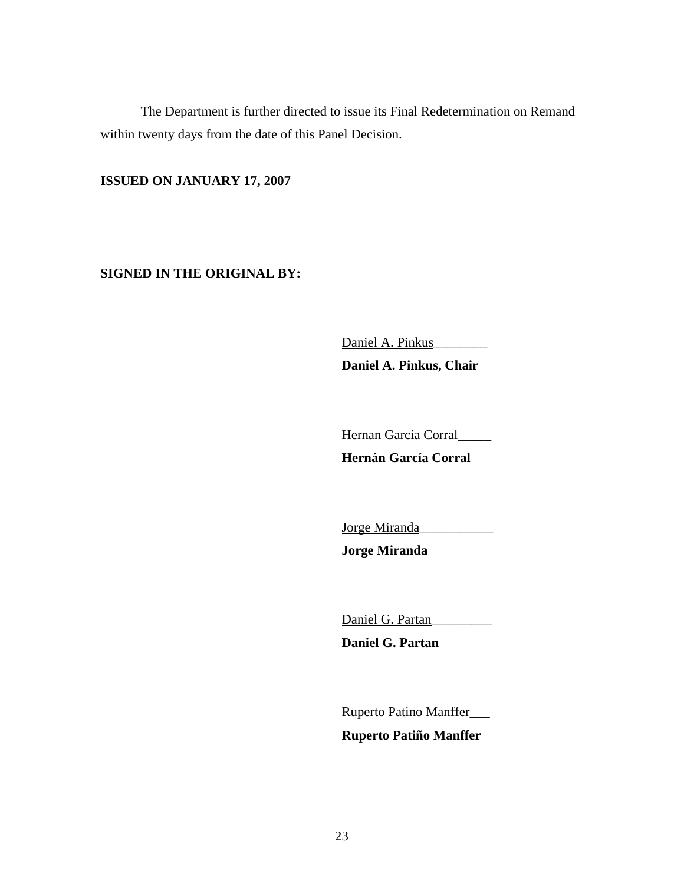The Department is further directed to issue its Final Redetermination on Remand within twenty days from the date of this Panel Decision.

**ISSUED ON JANUARY 17, 2007**

**SIGNED IN THE ORIGINAL BY:**

Daniel A. Pinkus________
**Daniel A. Pinkus, Chair**

Hernan Garcia Corral_____
**Hernán García Corral**

Jorge Miranda___________
**Jorge Miranda**

Daniel G. Partan_________
**Daniel G. Partan**

Ruperto Patino Manffer___
**Ruperto Patiño Manffer**